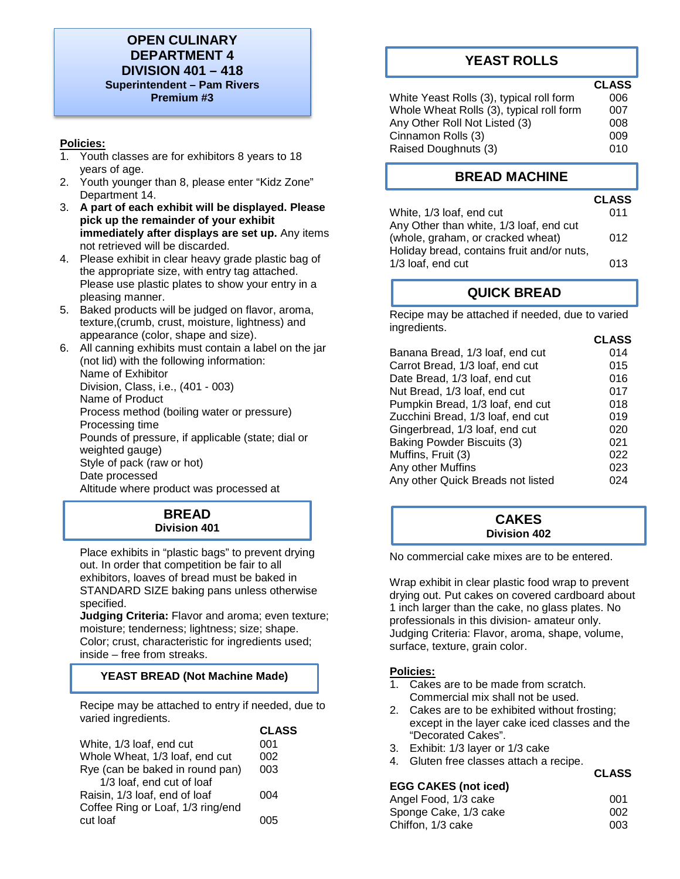# OPEN CULINARY
# DEPARTMENT 4
# DIVISION 401 – 418

**Superintendent – Pam Rivers**
**Premium #3**

**Policies:**

1. Youth classes are for exhibitors 8 years to 18 years of age.
2. Youth younger than 8, please enter "Kidz Zone" Department 14.
3. **A part of each exhibit will be displayed. Please pick up the remainder of your exhibit immediately after displays are set up.** Any items not retrieved will be discarded.
4. Please exhibit in clear heavy grade plastic bag of the appropriate size, with entry tag attached. Please use plastic plates to show your entry in a pleasing manner.
5. Baked products will be judged on flavor, aroma, texture,(crumb, crust, moisture, lightness) and appearance (color, shape and size).
6. All canning exhibits must contain a label on the jar (not lid) with the following information:
   Name of Exhibitor
   Division, Class, i.e., (401 - 003)
   Name of Product
   Process method (boiling water or pressure)
   Processing time
   Pounds of pressure, if applicable (state; dial or weighted gauge)
   Style of pack (raw or hot)
   Date processed
   Altitude where product was processed at

## BREAD
### Division 401

Place exhibits in "plastic bags" to prevent drying out. In order that competition be fair to all exhibitors, loaves of bread must be baked in STANDARD SIZE baking pans unless otherwise specified.

**Judging Criteria:** Flavor and aroma; even texture; moisture; tenderness; lightness; size; shape. Color; crust, characteristic for ingredients used; inside – free from streaks.

### YEAST BREAD (Not Machine Made)

Recipe may be attached to entry if needed, due to varied ingredients.

| | CLASS |
|---|---|
| White, 1/3 loaf, end cut | 001 |
| Whole Wheat, 1/3 loaf, end cut | 002 |
| Rye (can be baked in round pan) 1/3 loaf, end cut of loaf | 003 |
| Raisin, 1/3 loaf, end of loaf | 004 |
| Coffee Ring or Loaf, 1/3 ring/end cut loaf | 005 |

### YEAST ROLLS

| | CLASS |
|---|---|
| White Yeast Rolls (3), typical roll form | 006 |
| Whole Wheat Rolls (3), typical roll form | 007 |
| Any Other Roll Not Listed (3) | 008 |
| Cinnamon Rolls (3) | 009 |
| Raised Doughnuts (3) | 010 |

### BREAD MACHINE

| | CLASS |
|---|---|
| White, 1/3 loaf, end cut | 011 |
| Any Other than white, 1/3 loaf, end cut (whole, graham, or cracked wheat) | 012 |
| Holiday bread, contains fruit and/or nuts, 1/3 loaf, end cut | 013 |

### QUICK BREAD

Recipe may be attached if needed, due to varied ingredients.

| | CLASS |
|---|---|
| Banana Bread, 1/3 loaf, end cut | 014 |
| Carrot Bread, 1/3 loaf, end cut | 015 |
| Date Bread, 1/3 loaf, end cut | 016 |
| Nut Bread, 1/3 loaf, end cut | 017 |
| Pumpkin Bread, 1/3 loaf, end cut | 018 |
| Zucchini Bread, 1/3 loaf, end cut | 019 |
| Gingerbread, 1/3 loaf, end cut | 020 |
| Baking Powder Biscuits (3) | 021 |
| Muffins, Fruit (3) | 022 |
| Any other Muffins | 023 |
| Any other Quick Breads not listed | 024 |

## CAKES
### Division 402

No commercial cake mixes are to be entered.

Wrap exhibit in clear plastic food wrap to prevent drying out. Put cakes on covered cardboard about 1 inch larger than the cake, no glass plates. No professionals in this division- amateur only. Judging Criteria: Flavor, aroma, shape, volume, surface, texture, grain color.

**Policies:**

1. Cakes are to be made from scratch. Commercial mix shall not be used.
2. Cakes are to be exhibited without frosting; except in the layer cake iced classes and the "Decorated Cakes".
3. Exhibit: 1/3 layer or 1/3 cake
4. Gluten free classes attach a recipe.

| **EGG CAKES (not iced)** | CLASS |
|---|---|
| Angel Food, 1/3 cake | 001 |
| Sponge Cake, 1/3 cake | 002 |
| Chiffon, 1/3 cake | 003 |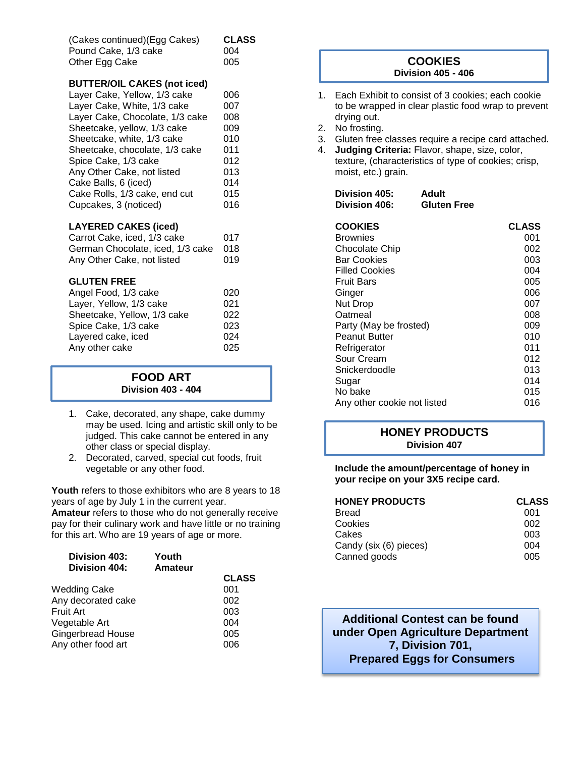| (Cakes continued)(Egg Cakes) | CLASS |
|---|---|
| Pound Cake, 1/3 cake | 004 |
| Other Egg Cake | 005 |

| BUTTER/OIL CAKES (not iced) | |
|---|---|
| Layer Cake, Yellow, 1/3 cake | 006 |
| Layer Cake, White, 1/3 cake | 007 |
| Layer Cake, Chocolate, 1/3 cake | 008 |
| Sheetcake, yellow, 1/3 cake | 009 |
| Sheetcake, white, 1/3 cake | 010 |
| Sheetcake, chocolate, 1/3 cake | 011 |
| Spice Cake, 1/3 cake | 012 |
| Any Other Cake, not listed | 013 |
| Cake Balls, 6 (iced) | 014 |
| Cake Rolls, 1/3 cake, end cut | 015 |
| Cupcakes, 3 (noticed) | 016 |

| LAYERED CAKES (iced) | |
|---|---|
| Carrot Cake, iced, 1/3 cake | 017 |
| German Chocolate, iced, 1/3 cake | 018 |
| Any Other Cake, not listed | 019 |

| GLUTEN FREE | |
|---|---|
| Angel Food, 1/3 cake | 020 |
| Layer, Yellow, 1/3 cake | 021 |
| Sheetcake, Yellow, 1/3 cake | 022 |
| Spice Cake, 1/3 cake | 023 |
| Layered cake, iced | 024 |
| Any other cake | 025 |

## FOOD ART
### Division 403 - 404

1. Cake, decorated, any shape, cake dummy may be used. Icing and artistic skill only to be judged. This cake cannot be entered in any other class or special display.
2. Decorated, carved, special cut foods, fruit vegetable or any other food.

**Youth** refers to those exhibitors who are 8 years to 18 years of age by July 1 in the current year.
**Amateur** refers to those who do not generally receive pay for their culinary work and have little or no training for this art. Who are 19 years of age or more.

**Division 403:** **Youth**
**Division 404:** **Amateur**

| | CLASS |
|---|---|
| Wedding Cake | 001 |
| Any decorated cake | 002 |
| Fruit Art | 003 |
| Vegetable Art | 004 |
| Gingerbread House | 005 |
| Any other food art | 006 |

## COOKIES
### Division 405 - 406

1. Each Exhibit to consist of 3 cookies; each cookie to be wrapped in clear plastic food wrap to prevent drying out.
2. No frosting.
3. Gluten free classes require a recipe card attached.
4. **Judging Criteria:** Flavor, shape, size, color, texture, (characteristics of type of cookies; crisp, moist, etc.) grain.

**Division 405:** **Adult**
**Division 406:** **Gluten Free**

| COOKIES | CLASS |
|---|---|
| Brownies | 001 |
| Chocolate Chip | 002 |
| Bar Cookies | 003 |
| Filled Cookies | 004 |
| Fruit Bars | 005 |
| Ginger | 006 |
| Nut Drop | 007 |
| Oatmeal | 008 |
| Party (May be frosted) | 009 |
| Peanut Butter | 010 |
| Refrigerator | 011 |
| Sour Cream | 012 |
| Snickerdoodle | 013 |
| Sugar | 014 |
| No bake | 015 |
| Any other cookie not listed | 016 |

## HONEY PRODUCTS
### Division 407

**Include the amount/percentage of honey in your recipe on your 3X5 recipe card.**

| HONEY PRODUCTS | CLASS |
|---|---|
| Bread | 001 |
| Cookies | 002 |
| Cakes | 003 |
| Candy (six (6) pieces) | 004 |
| Canned goods | 005 |

**Additional Contest can be found under Open Agriculture Department 7, Division 701, Prepared Eggs for Consumers**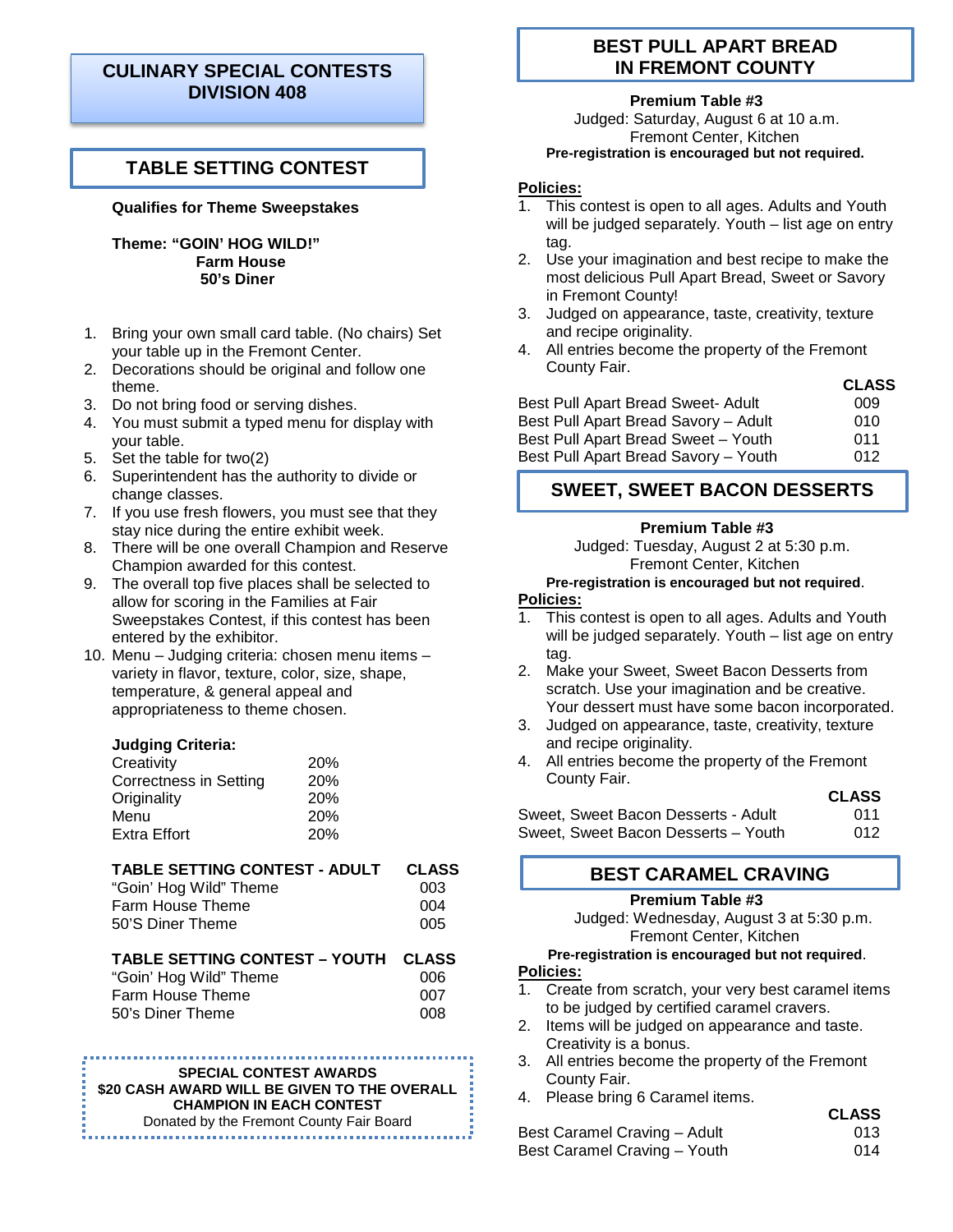# CULINARY SPECIAL CONTESTS
# DIVISION 408

## TABLE SETTING CONTEST

**Qualifies for Theme Sweepstakes**

**Theme: "GOIN' HOG WILD!"**
**Farm House**
**50's Diner**

1. Bring your own small card table. (No chairs) Set your table up in the Fremont Center.
2. Decorations should be original and follow one theme.
3. Do not bring food or serving dishes.
4. You must submit a typed menu for display with your table.
5. Set the table for two(2)
6. Superintendent has the authority to divide or change classes.
7. If you use fresh flowers, you must see that they stay nice during the entire exhibit week.
8. There will be one overall Champion and Reserve Champion awarded for this contest.
9. The overall top five places shall be selected to allow for scoring in the Families at Fair Sweepstakes Contest, if this contest has been entered by the exhibitor.
10. Menu – Judging criteria: chosen menu items – variety in flavor, texture, color, size, shape, temperature, & general appeal and appropriateness to theme chosen.

**Judging Criteria:**

| | |
|---|---|
| Creativity | 20% |
| Correctness in Setting | 20% |
| Originality | 20% |
| Menu | 20% |
| Extra Effort | 20% |

| TABLE SETTING CONTEST - ADULT | CLASS |
|---|---|
| "Goin' Hog Wild" Theme | 003 |
| Farm House Theme | 004 |
| 50'S Diner Theme | 005 |

| TABLE SETTING CONTEST – YOUTH | CLASS |
|---|---|
| "Goin' Hog Wild" Theme | 006 |
| Farm House Theme | 007 |
| 50's Diner Theme | 008 |

**SPECIAL CONTEST AWARDS**
**$20 CASH AWARD WILL BE GIVEN TO THE OVERALL CHAMPION IN EACH CONTEST**
Donated by the Fremont County Fair Board

## BEST PULL APART BREAD IN FREMONT COUNTY

**Premium Table #3**
Judged: Saturday, August 6 at 10 a.m.
Fremont Center, Kitchen
**Pre-registration is encouraged but not required.**

**Policies:**

1. This contest is open to all ages. Adults and Youth will be judged separately. Youth – list age on entry tag.
2. Use your imagination and best recipe to make the most delicious Pull Apart Bread, Sweet or Savory in Fremont County!
3. Judged on appearance, taste, creativity, texture and recipe originality.
4. All entries become the property of the Fremont County Fair.

| | CLASS |
|---|---|
| Best Pull Apart Bread Sweet- Adult | 009 |
| Best Pull Apart Bread Savory – Adult | 010 |
| Best Pull Apart Bread Sweet – Youth | 011 |
| Best Pull Apart Bread Savory – Youth | 012 |

## SWEET, SWEET BACON DESSERTS

**Premium Table #3**
Judged: Tuesday, August 2 at 5:30 p.m.
Fremont Center, Kitchen
**Pre-registration is encouraged but not required**.

**Policies:**

1. This contest is open to all ages. Adults and Youth will be judged separately. Youth – list age on entry tag.
2. Make your Sweet, Sweet Bacon Desserts from scratch. Use your imagination and be creative. Your dessert must have some bacon incorporated.
3. Judged on appearance, taste, creativity, texture and recipe originality.
4. All entries become the property of the Fremont County Fair.

| | CLASS |
|---|---|
| Sweet, Sweet Bacon Desserts - Adult | 011 |
| Sweet, Sweet Bacon Desserts – Youth | 012 |

## BEST CARAMEL CRAVING

**Premium Table #3**
Judged: Wednesday, August 3 at 5:30 p.m.
Fremont Center, Kitchen
**Pre-registration is encouraged but not required**.

**Policies:**

1. Create from scratch, your very best caramel items to be judged by certified caramel cravers.
2. Items will be judged on appearance and taste. Creativity is a bonus.
3. All entries become the property of the Fremont County Fair.
4. Please bring 6 Caramel items.

| | CLASS |
|---|---|
| Best Caramel Craving – Adult | 013 |
| Best Caramel Craving – Youth | 014 |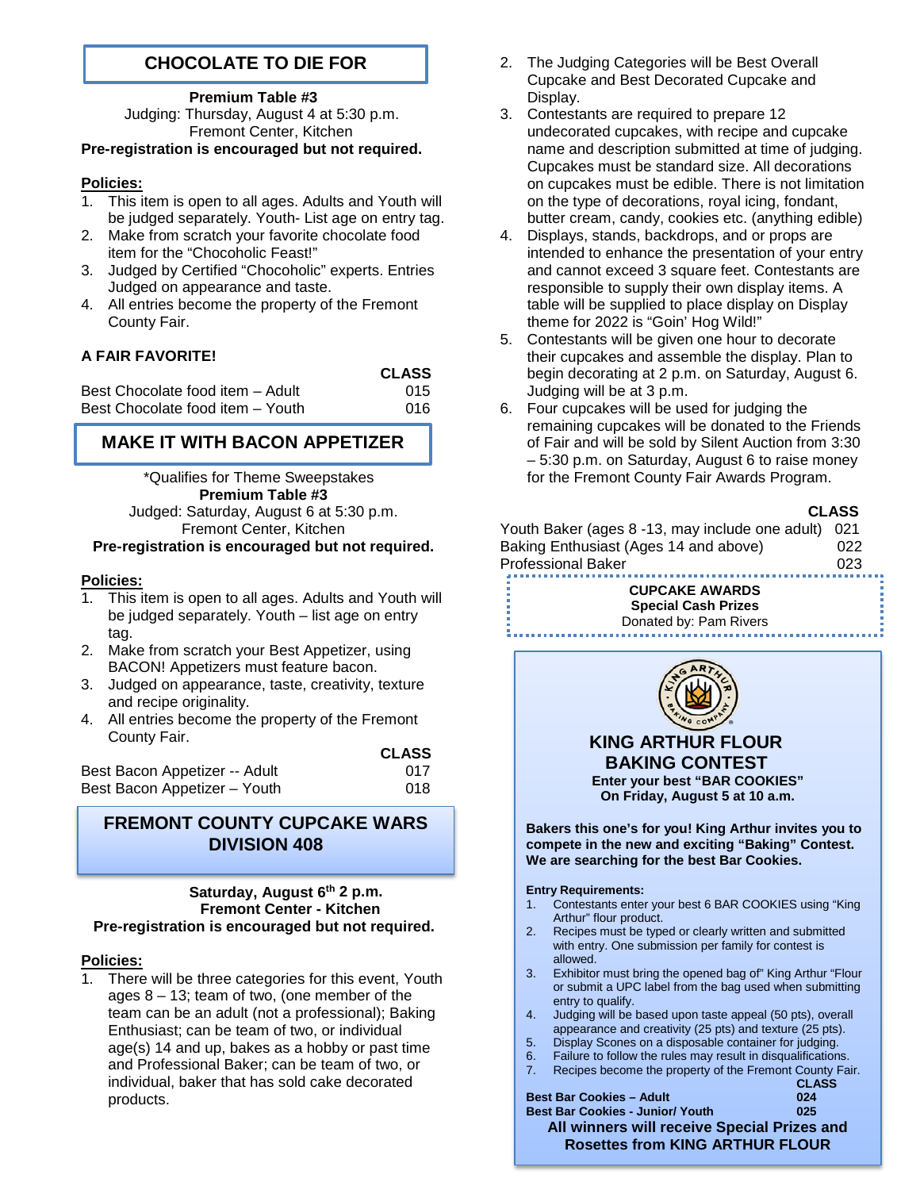## CHOCOLATE TO DIE FOR

**Premium Table #3**
Judging: Thursday, August 4 at 5:30 p.m.
Fremont Center, Kitchen
**Pre-registration is encouraged but not required.**

**Policies:**

1. This item is open to all ages. Adults and Youth will be judged separately. Youth- List age on entry tag.
2. Make from scratch your favorite chocolate food item for the "Chocoholic Feast!"
3. Judged by Certified "Chocoholic" experts. Entries Judged on appearance and taste.
4. All entries become the property of the Fremont County Fair.

**A FAIR FAVORITE!**

| | CLASS |
|---|---|
| Best Chocolate food item – Adult | 015 |
| Best Chocolate food item – Youth | 016 |

## MAKE IT WITH BACON APPETIZER

*Qualifies for Theme Sweepstakes
**Premium Table #3**
Judged: Saturday, August 6 at 5:30 p.m.
Fremont Center, Kitchen
**Pre-registration is encouraged but not required.**

**Policies:**

1. This item is open to all ages. Adults and Youth will be judged separately. Youth – list age on entry tag.
2. Make from scratch your Best Appetizer, using BACON! Appetizers must feature bacon.
3. Judged on appearance, taste, creativity, texture and recipe originality.
4. All entries become the property of the Fremont County Fair.

| | CLASS |
|---|---|
| Best Bacon Appetizer -- Adult | 017 |
| Best Bacon Appetizer – Youth | 018 |

## FREMONT COUNTY CUPCAKE WARS DIVISION 408

**Saturday, August 6th 2 p.m.**
**Fremont Center - Kitchen**
**Pre-registration is encouraged but not required.**

**Policies:**

1. There will be three categories for this event, Youth ages 8 – 13; team of two, (one member of the team can be an adult (not a professional); Baking Enthusiast; can be team of two, or individual age(s) 14 and up, bakes as a hobby or part time and Professional Baker; can be team of two, or individual, baker that has sold cake decorated products.
2. The Judging Categories will be Best Overall Cupcake and Best Decorated Cupcake and Display.
3. Contestants are required to prepare 12 undecorated cupcakes, with recipe and cupcake name and description submitted at time of judging. Cupcakes must be standard size. All decorations on cupcakes must be edible. There is not limitation on the type of decorations, royal icing, fondant, butter cream, candy, cookies etc. (anything edible)
4. Displays, stands, backdrops, and or props are intended to enhance the presentation of your entry and cannot exceed 3 square feet. Contestants are responsible to supply their own display items. A table will be supplied to place display on Display theme for 2022 is "Goin' Hog Wild!"
5. Contestants will be given one hour to decorate their cupcakes and assemble the display. Plan to begin decorating at 2 p.m. on Saturday, August 6. Judging will be at 3 p.m.
6. Four cupcakes will be used for judging the remaining cupcakes will be donated to the Friends of Fair and will be sold by Silent Auction from 3:30 – 5:30 p.m. on Saturday, August 6 to raise money for the Fremont County Fair Awards Program.

| | CLASS |
|---|---|
| Youth Baker (ages 8 -13, may include one adult) | 021 |
| Baking Enthusiast (Ages 14 and above) | 022 |
| Professional Baker | 023 |

**CUPCAKE AWARDS**
**Special Cash Prizes**
Donated by: Pam Rivers

## KING ARTHUR FLOUR BAKING CONTEST

**Enter your best "BAR COOKIES"**
**On Friday, August 5 at 10 a.m.**

**Bakers this one's for you! King Arthur invites you to compete in the new and exciting "Baking" Contest. We are searching for the best Bar Cookies.**

**Entry Requirements:**

1. Contestants enter your best 6 BAR COOKIES using "King Arthur" flour product.
2. Recipes must be typed or clearly written and submitted with entry. One submission per family for contest is allowed.
3. Exhibitor must bring the opened bag of" King Arthur "Flour or submit a UPC label from the bag used when submitting entry to qualify.
4. Judging will be based upon taste appeal (50 pts), overall appearance and creativity (25 pts) and texture (25 pts).
5. Display Scones on a disposable container for judging.
6. Failure to follow the rules may result in disqualifications.
7. Recipes become the property of the Fremont County Fair.

| | CLASS |
|---|---|
| **Best Bar Cookies – Adult** | **024** |
| **Best Bar Cookies - Junior/ Youth** | **025** |

**All winners will receive Special Prizes and Rosettes from KING ARTHUR FLOUR**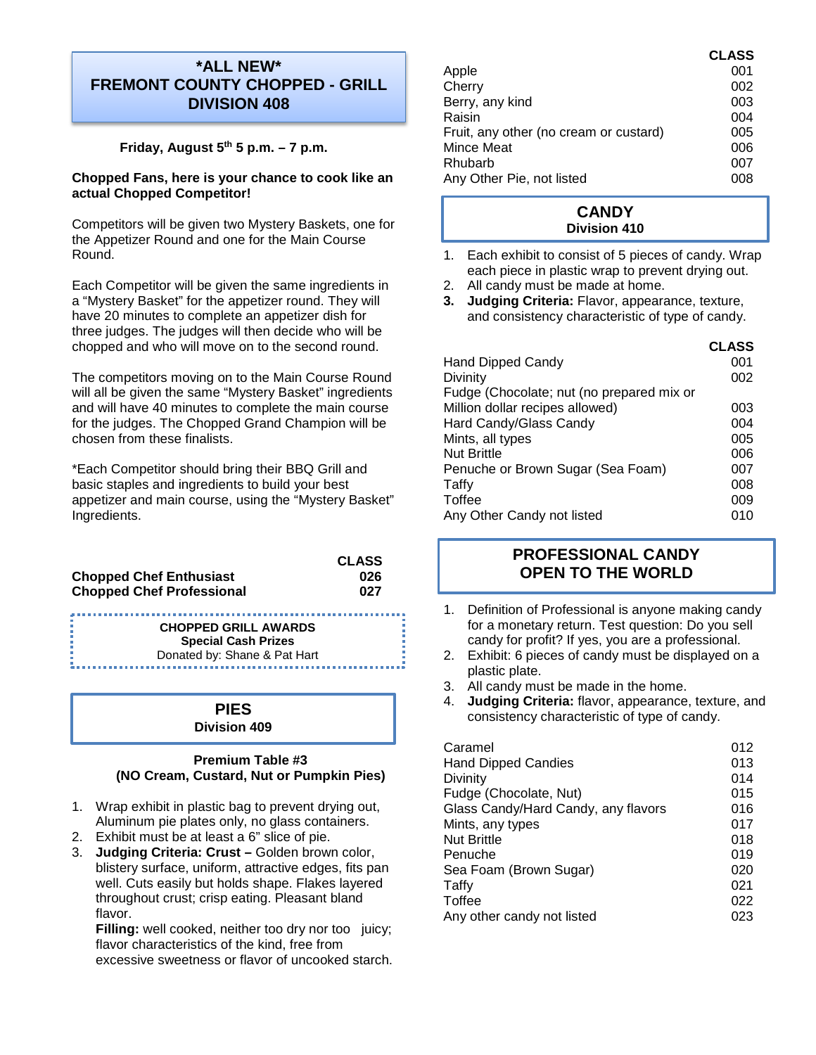## *ALL NEW* FREMONT COUNTY CHOPPED - GRILL DIVISION 408

**Friday, August 5th 5 p.m. – 7 p.m.**

**Chopped Fans, here is your chance to cook like an actual Chopped Competitor!**

Competitors will be given two Mystery Baskets, one for the Appetizer Round and one for the Main Course Round.

Each Competitor will be given the same ingredients in a "Mystery Basket" for the appetizer round. They will have 20 minutes to complete an appetizer dish for three judges. The judges will then decide who will be chopped and who will move on to the second round.

The competitors moving on to the Main Course Round will all be given the same "Mystery Basket" ingredients and will have 40 minutes to complete the main course for the judges. The Chopped Grand Champion will be chosen from these finalists.

*Each Competitor should bring their BBQ Grill and basic staples and ingredients to build your best appetizer and main course, using the "Mystery Basket" Ingredients.

| | CLASS |
|---|---|
| **Chopped Chef Enthusiast** | **026** |
| **Chopped Chef Professional** | **027** |

**CHOPPED GRILL AWARDS**
**Special Cash Prizes**
Donated by: Shane & Pat Hart

## PIES
### Division 409

**Premium Table #3**
**(NO Cream, Custard, Nut or Pumpkin Pies)**

1. Wrap exhibit in plastic bag to prevent drying out, Aluminum pie plates only, no glass containers.
2. Exhibit must be at least a 6" slice of pie.
3. **Judging Criteria: Crust –** Golden brown color, blistery surface, uniform, attractive edges, fits pan well. Cuts easily but holds shape. Flakes layered throughout crust; crisp eating. Pleasant bland flavor.
   **Filling:** well cooked, neither too dry nor too juicy; flavor characteristics of the kind, free from excessive sweetness or flavor of uncooked starch.

| | CLASS |
|---|---|
| Apple | 001 |
| Cherry | 002 |
| Berry, any kind | 003 |
| Raisin | 004 |
| Fruit, any other (no cream or custard) | 005 |
| Mince Meat | 006 |
| Rhubarb | 007 |
| Any Other Pie, not listed | 008 |

## CANDY
### Division 410

1. Each exhibit to consist of 5 pieces of candy. Wrap each piece in plastic wrap to prevent drying out.
2. All candy must be made at home.
3. **Judging Criteria:** Flavor, appearance, texture, and consistency characteristic of type of candy.

| | CLASS |
|---|---|
| Hand Dipped Candy | 001 |
| Divinity | 002 |
| Fudge (Chocolate; nut (no prepared mix or Million dollar recipes allowed) | 003 |
| Hard Candy/Glass Candy | 004 |
| Mints, all types | 005 |
| Nut Brittle | 006 |
| Penuche or Brown Sugar (Sea Foam) | 007 |
| Taffy | 008 |
| Toffee | 009 |
| Any Other Candy not listed | 010 |

## PROFESSIONAL CANDY OPEN TO THE WORLD

1. Definition of Professional is anyone making candy for a monetary return. Test question: Do you sell candy for profit? If yes, you are a professional.
2. Exhibit: 6 pieces of candy must be displayed on a plastic plate.
3. All candy must be made in the home.
4. **Judging Criteria:** flavor, appearance, texture, and consistency characteristic of type of candy.

| | |
|---|---|
| Caramel | 012 |
| Hand Dipped Candies | 013 |
| Divinity | 014 |
| Fudge (Chocolate, Nut) | 015 |
| Glass Candy/Hard Candy, any flavors | 016 |
| Mints, any types | 017 |
| Nut Brittle | 018 |
| Penuche | 019 |
| Sea Foam (Brown Sugar) | 020 |
| Taffy | 021 |
| Toffee | 022 |
| Any other candy not listed | 023 |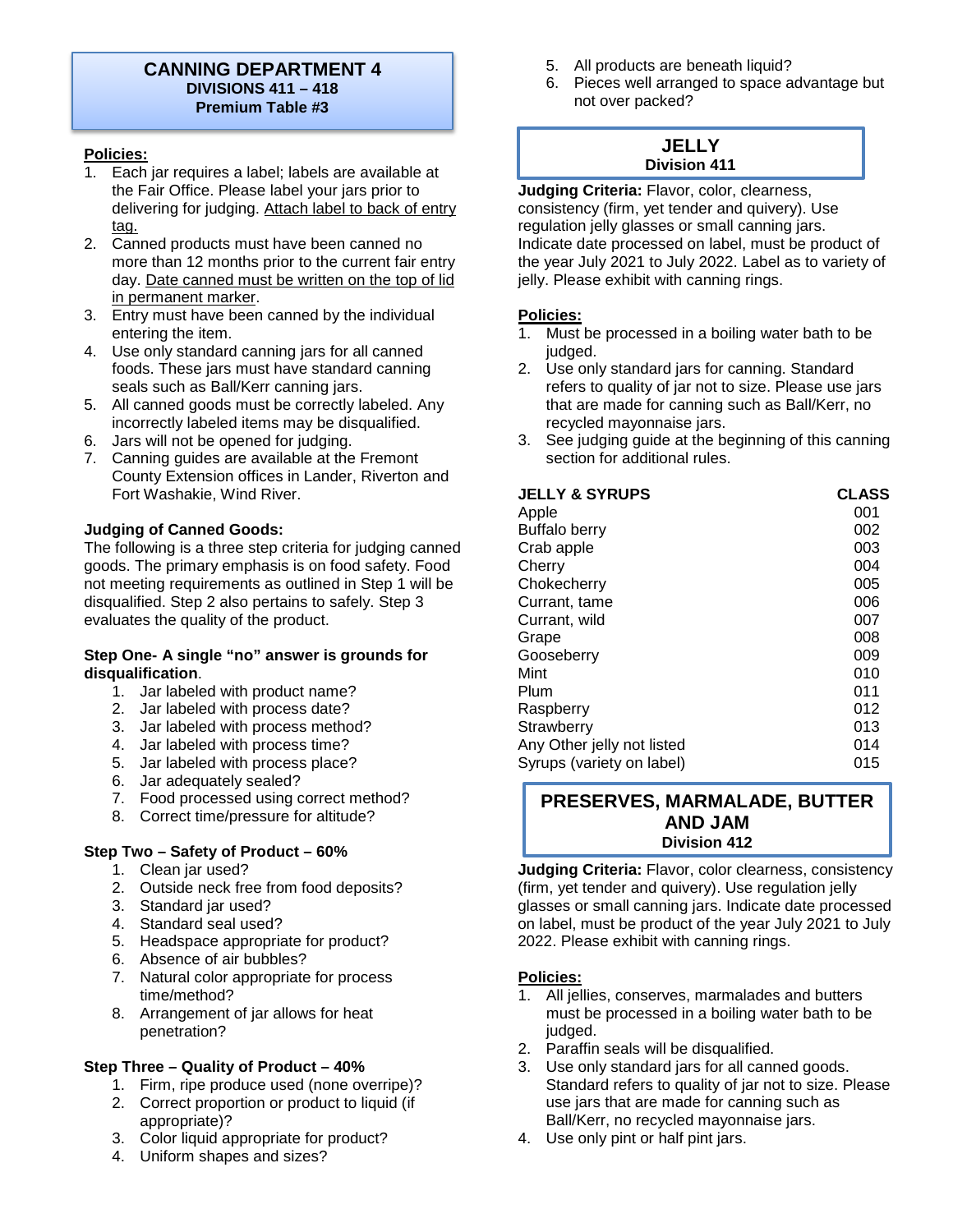## CANNING DEPARTMENT 4
### DIVISIONS 411 – 418
### Premium Table #3

**Policies:**

1. Each jar requires a label; labels are available at the Fair Office. Please label your jars prior to delivering for judging. Attach label to back of entry tag.
2. Canned products must have been canned no more than 12 months prior to the current fair entry day. Date canned must be written on the top of lid in permanent marker.
3. Entry must have been canned by the individual entering the item.
4. Use only standard canning jars for all canned foods. These jars must have standard canning seals such as Ball/Kerr canning jars.
5. All canned goods must be correctly labeled. Any incorrectly labeled items may be disqualified.
6. Jars will not be opened for judging.
7. Canning guides are available at the Fremont County Extension offices in Lander, Riverton and Fort Washakie, Wind River.

**Judging of Canned Goods:**
The following is a three step criteria for judging canned goods. The primary emphasis is on food safety. Food not meeting requirements as outlined in Step 1 will be disqualified. Step 2 also pertains to safely. Step 3 evaluates the quality of the product.

**Step One- A single "no" answer is grounds for disqualification**.

1. Jar labeled with product name?
2. Jar labeled with process date?
3. Jar labeled with process method?
4. Jar labeled with process time?
5. Jar labeled with process place?
6. Jar adequately sealed?
7. Food processed using correct method?
8. Correct time/pressure for altitude?

**Step Two – Safety of Product – 60%**

1. Clean jar used?
2. Outside neck free from food deposits?
3. Standard jar used?
4. Standard seal used?
5. Headspace appropriate for product?
6. Absence of air bubbles?
7. Natural color appropriate for process time/method?
8. Arrangement of jar allows for heat penetration?

**Step Three – Quality of Product – 40%**

1. Firm, ripe produce used (none overripe)?
2. Correct proportion or product to liquid (if appropriate)?
3. Color liquid appropriate for product?
4. Uniform shapes and sizes?
5. All products are beneath liquid?
6. Pieces well arranged to space advantage but not over packed?

## JELLY
### Division 411

**Judging Criteria:** Flavor, color, clearness, consistency (firm, yet tender and quivery). Use regulation jelly glasses or small canning jars. Indicate date processed on label, must be product of the year July 2021 to July 2022. Label as to variety of jelly. Please exhibit with canning rings.

**Policies:**

1. Must be processed in a boiling water bath to be judged.
2. Use only standard jars for canning. Standard refers to quality of jar not to size. Please use jars that are made for canning such as Ball/Kerr, no recycled mayonnaise jars.
3. See judging guide at the beginning of this canning section for additional rules.

| JELLY & SYRUPS | CLASS |
|---|---|
| Apple | 001 |
| Buffalo berry | 002 |
| Crab apple | 003 |
| Cherry | 004 |
| Chokecherry | 005 |
| Currant, tame | 006 |
| Currant, wild | 007 |
| Grape | 008 |
| Gooseberry | 009 |
| Mint | 010 |
| Plum | 011 |
| Raspberry | 012 |
| Strawberry | 013 |
| Any Other jelly not listed | 014 |
| Syrups (variety on label) | 015 |

## PRESERVES, MARMALADE, BUTTER AND JAM
### Division 412

**Judging Criteria:** Flavor, color clearness, consistency (firm, yet tender and quivery). Use regulation jelly glasses or small canning jars. Indicate date processed on label, must be product of the year July 2021 to July 2022. Please exhibit with canning rings.

**Policies:**

1. All jellies, conserves, marmalades and butters must be processed in a boiling water bath to be judged.
2. Paraffin seals will be disqualified.
3. Use only standard jars for all canned goods. Standard refers to quality of jar not to size. Please use jars that are made for canning such as Ball/Kerr, no recycled mayonnaise jars.
4. Use only pint or half pint jars.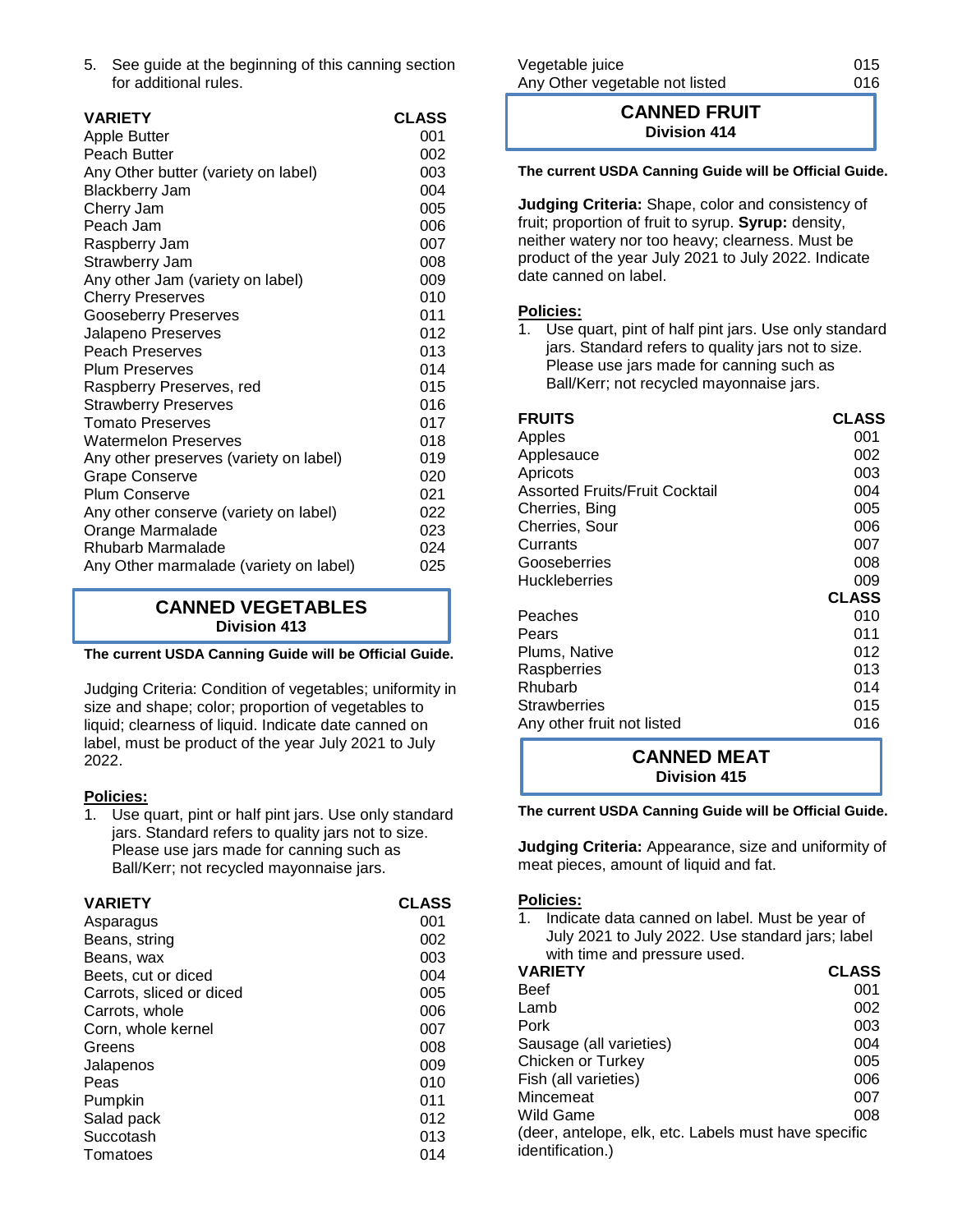5. See guide at the beginning of this canning section for additional rules.

| VARIETY | CLASS |
|---|---|
| Apple Butter | 001 |
| Peach Butter | 002 |
| Any Other butter (variety on label) | 003 |
| Blackberry Jam | 004 |
| Cherry Jam | 005 |
| Peach Jam | 006 |
| Raspberry Jam | 007 |
| Strawberry Jam | 008 |
| Any other Jam (variety on label) | 009 |
| Cherry Preserves | 010 |
| Gooseberry Preserves | 011 |
| Jalapeno Preserves | 012 |
| Peach Preserves | 013 |
| Plum Preserves | 014 |
| Raspberry Preserves, red | 015 |
| Strawberry Preserves | 016 |
| Tomato Preserves | 017 |
| Watermelon Preserves | 018 |
| Any other preserves (variety on label) | 019 |
| Grape Conserve | 020 |
| Plum Conserve | 021 |
| Any other conserve (variety on label) | 022 |
| Orange Marmalade | 023 |
| Rhubarb Marmalade | 024 |
| Any Other marmalade (variety on label) | 025 |

## CANNED VEGETABLES
**Division 413**

**The current USDA Canning Guide will be Official Guide.**

Judging Criteria: Condition of vegetables; uniformity in size and shape; color; proportion of vegetables to liquid; clearness of liquid. Indicate date canned on label, must be product of the year July 2021 to July 2022.

**Policies:**

1. Use quart, pint or half pint jars. Use only standard jars. Standard refers to quality jars not to size. Please use jars made for canning such as Ball/Kerr; not recycled mayonnaise jars.

| VARIETY | CLASS |
|---|---|
| Asparagus | 001 |
| Beans, string | 002 |
| Beans, wax | 003 |
| Beets, cut or diced | 004 |
| Carrots, sliced or diced | 005 |
| Carrots, whole | 006 |
| Corn, whole kernel | 007 |
| Greens | 008 |
| Jalapenos | 009 |
| Peas | 010 |
| Pumpkin | 011 |
| Salad pack | 012 |
| Succotash | 013 |
| Tomatoes | 014 |
| Vegetable juice | 015 |
| Any Other vegetable not listed | 016 |

## CANNED FRUIT
**Division 414**

**The current USDA Canning Guide will be Official Guide.**

**Judging Criteria:** Shape, color and consistency of fruit; proportion of fruit to syrup. **Syrup:** density, neither watery nor too heavy; clearness. Must be product of the year July 2021 to July 2022. Indicate date canned on label.

**Policies:**

1. Use quart, pint of half pint jars. Use only standard jars. Standard refers to quality jars not to size. Please use jars made for canning such as Ball/Kerr; not recycled mayonnaise jars.

| FRUITS | CLASS |
|---|---|
| Apples | 001 |
| Applesauce | 002 |
| Apricots | 003 |
| Assorted Fruits/Fruit Cocktail | 004 |
| Cherries, Bing | 005 |
| Cherries, Sour | 006 |
| Currants | 007 |
| Gooseberries | 008 |
| Huckleberries | 009 |
| | **CLASS** |
| Peaches | 010 |
| Pears | 011 |
| Plums, Native | 012 |
| Raspberries | 013 |
| Rhubarb | 014 |
| Strawberries | 015 |
| Any other fruit not listed | 016 |

## CANNED MEAT
**Division 415**

**The current USDA Canning Guide will be Official Guide.**

**Judging Criteria:** Appearance, size and uniformity of meat pieces, amount of liquid and fat.

**Policies:**

1. Indicate data canned on label. Must be year of July 2021 to July 2022. Use standard jars; label with time and pressure used.

| VARIETY | CLASS |
|---|---|
| Beef | 001 |
| Lamb | 002 |
| Pork | 003 |
| Sausage (all varieties) | 004 |
| Chicken or Turkey | 005 |
| Fish (all varieties) | 006 |
| Mincemeat | 007 |
| Wild Game | 008 |

(deer, antelope, elk, etc. Labels must have specific identification.)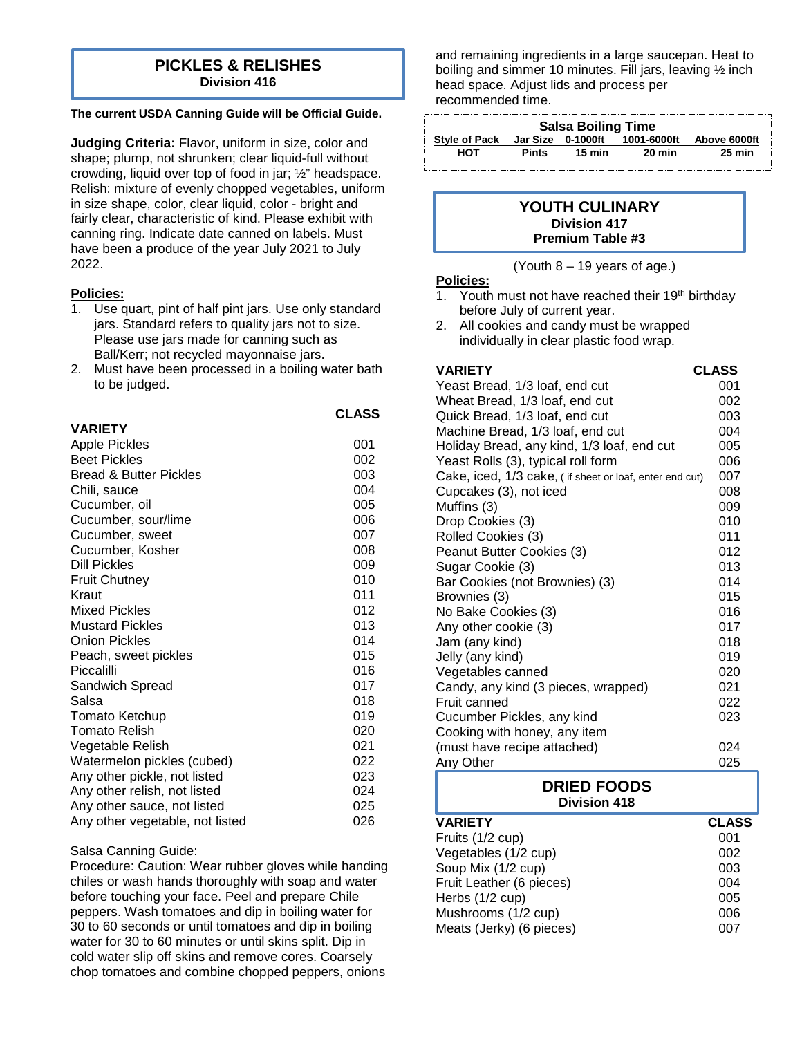## PICKLES & RELISHES
**Division 416**

**The current USDA Canning Guide will be Official Guide.**

**Judging Criteria:** Flavor, uniform in size, color and shape; plump, not shrunken; clear liquid-full without crowding, liquid over top of food in jar; ½" headspace. Relish: mixture of evenly chopped vegetables, uniform in size shape, color, clear liquid, color - bright and fairly clear, characteristic of kind. Please exhibit with canning ring. Indicate date canned on labels. Must have been a produce of the year July 2021 to July 2022.

**Policies:**

1. Use quart, pint of half pint jars. Use only standard jars. Standard refers to quality jars not to size. Please use jars made for canning such as Ball/Kerr; not recycled mayonnaise jars.
2. Must have been processed in a boiling water bath to be judged.

| VARIETY | CLASS |
|---|---|
| Apple Pickles | 001 |
| Beet Pickles | 002 |
| Bread & Butter Pickles | 003 |
| Chili, sauce | 004 |
| Cucumber, oil | 005 |
| Cucumber, sour/lime | 006 |
| Cucumber, sweet | 007 |
| Cucumber, Kosher | 008 |
| Dill Pickles | 009 |
| Fruit Chutney | 010 |
| Kraut | 011 |
| Mixed Pickles | 012 |
| Mustard Pickles | 013 |
| Onion Pickles | 014 |
| Peach, sweet pickles | 015 |
| Piccalilli | 016 |
| Sandwich Spread | 017 |
| Salsa | 018 |
| Tomato Ketchup | 019 |
| Tomato Relish | 020 |
| Vegetable Relish | 021 |
| Watermelon pickles (cubed) | 022 |
| Any other pickle, not listed | 023 |
| Any other relish, not listed | 024 |
| Any other sauce, not listed | 025 |
| Any other vegetable, not listed | 026 |

Salsa Canning Guide:
Procedure: Caution: Wear rubber gloves while handing chiles or wash hands thoroughly with soap and water before touching your face. Peel and prepare Chile peppers. Wash tomatoes and dip in boiling water for 30 to 60 seconds or until tomatoes and dip in boiling water for 30 to 60 minutes or until skins split. Dip in cold water slip off skins and remove cores. Coarsely chop tomatoes and combine chopped peppers, onions and remaining ingredients in a large saucepan. Heat to boiling and simmer 10 minutes. Fill jars, leaving ½ inch head space. Adjust lids and process per recommended time.

**Salsa Boiling Time**

| Style of Pack | Jar Size | 0-1000ft | 1001-6000ft | Above 6000ft |
|---|---|---|---|---|
| HOT | Pints | 15 min | 20 min | 25 min |

## YOUTH CULINARY
**Division 417**
**Premium Table #3**

(Youth 8 – 19 years of age.)

**Policies:**

1. Youth must not have reached their 19th birthday before July of current year.
2. All cookies and candy must be wrapped individually in clear plastic food wrap.

| VARIETY | CLASS |
|---|---|
| Yeast Bread, 1/3 loaf, end cut | 001 |
| Wheat Bread, 1/3 loaf, end cut | 002 |
| Quick Bread, 1/3 loaf, end cut | 003 |
| Machine Bread, 1/3 loaf, end cut | 004 |
| Holiday Bread, any kind, 1/3 loaf, end cut | 005 |
| Yeast Rolls (3), typical roll form | 006 |
| Cake, iced, 1/3 cake, ( if sheet or loaf, enter end cut) | 007 |
| Cupcakes (3), not iced | 008 |
| Muffins (3) | 009 |
| Drop Cookies (3) | 010 |
| Rolled Cookies (3) | 011 |
| Peanut Butter Cookies (3) | 012 |
| Sugar Cookie (3) | 013 |
| Bar Cookies (not Brownies) (3) | 014 |
| Brownies (3) | 015 |
| No Bake Cookies (3) | 016 |
| Any other cookie (3) | 017 |
| Jam (any kind) | 018 |
| Jelly (any kind) | 019 |
| Vegetables canned | 020 |
| Candy, any kind (3 pieces, wrapped) | 021 |
| Fruit canned | 022 |
| Cucumber Pickles, any kind | 023 |
| Cooking with honey, any item (must have recipe attached) | 024 |
| Any Other | 025 |

## DRIED FOODS
**Division 418**

| VARIETY | CLASS |
|---|---|
| Fruits (1/2 cup) | 001 |
| Vegetables (1/2 cup) | 002 |
| Soup Mix (1/2 cup) | 003 |
| Fruit Leather (6 pieces) | 004 |
| Herbs (1/2 cup) | 005 |
| Mushrooms (1/2 cup) | 006 |
| Meats (Jerky) (6 pieces) | 007 |